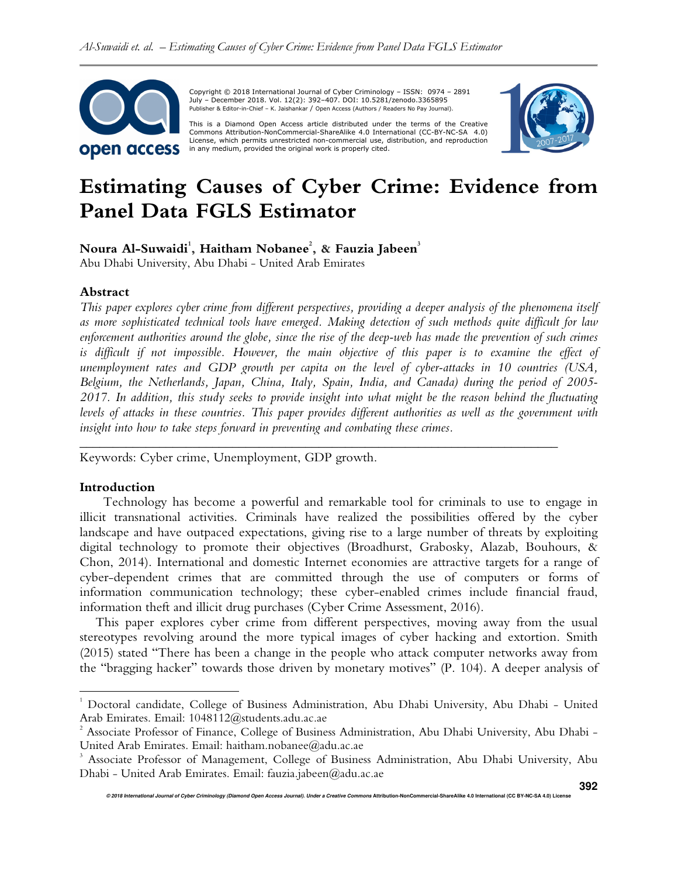Copyright © 2018 International Journal of Cyber Criminology – ISSN: 0974 – 2891
July – December 2018. Vol. 12(2): 392–407. DOI: 10.5281/zenodo.3365895
Publisher & Editor-in-Chief – K. Jaishankar / Open Access (Authors / Readers No Pay Journal).

This is a Diamond Open Access article distributed under the terms of the Creative Commons Attribution-NonCommercial-ShareAlike 4.0 International (CC-BY-NC-SA 4.0) License, which permits unrestricted non-commercial use, distribution, and reproduction in any medium, provided the original work is properly cited.

# Estimating Causes of Cyber Crime: Evidence from Panel Data FGLS Estimator

**Noura Al-Suwaidi[1], Haitham Nobanee[2], & Fauzia Jabeen[3]**
Abu Dhabi University, Abu Dhabi - United Arab Emirates

### Abstract

*This paper explores cyber crime from different perspectives, providing a deeper analysis of the phenomena itself as more sophisticated technical tools have emerged. Making detection of such methods quite difficult for law enforcement authorities around the globe, since the rise of the deep-web has made the prevention of such crimes is difficult if not impossible. However, the main objective of this paper is to examine the effect of unemployment rates and GDP growth per capita on the level of cyber-attacks in 10 countries (USA, Belgium, the Netherlands, Japan, China, Italy, Spain, India, and Canada) during the period of 2005-2017. In addition, this study seeks to provide insight into what might be the reason behind the fluctuating levels of attacks in these countries. This paper provides different authorities as well as the government with insight into how to take steps forward in preventing and combating these crimes.*

---

Keywords: Cyber crime, Unemployment, GDP growth.

### Introduction

Technology has become a powerful and remarkable tool for criminals to use to engage in illicit transnational activities. Criminals have realized the possibilities offered by the cyber landscape and have outpaced expectations, giving rise to a large number of threats by exploiting digital technology to promote their objectives (Broadhurst, Grabosky, Alazab, Bouhours, & Chon, 2014). International and domestic Internet economies are attractive targets for a range of cyber-dependent crimes that are committed through the use of computers or forms of information communication technology; these cyber-enabled crimes include financial fraud, information theft and illicit drug purchases (Cyber Crime Assessment, 2016).

This paper explores cyber crime from different perspectives, moving away from the usual stereotypes revolving around the more typical images of cyber hacking and extortion. Smith (2015) stated "There has been a change in the people who attack computer networks away from the "bragging hacker" towards those driven by monetary motives" (P. 104). A deeper analysis of

---

[1] Doctoral candidate, College of Business Administration, Abu Dhabi University, Abu Dhabi - United Arab Emirates. Email: 1048112@students.adu.ac.ae

[2] Associate Professor of Finance, College of Business Administration, Abu Dhabi University, Abu Dhabi - United Arab Emirates. Email: haitham.nobanee@adu.ac.ae

[3] Associate Professor of Management, College of Business Administration, Abu Dhabi University, Abu Dhabi - United Arab Emirates. Email: fauzia.jabeen@adu.ac.ae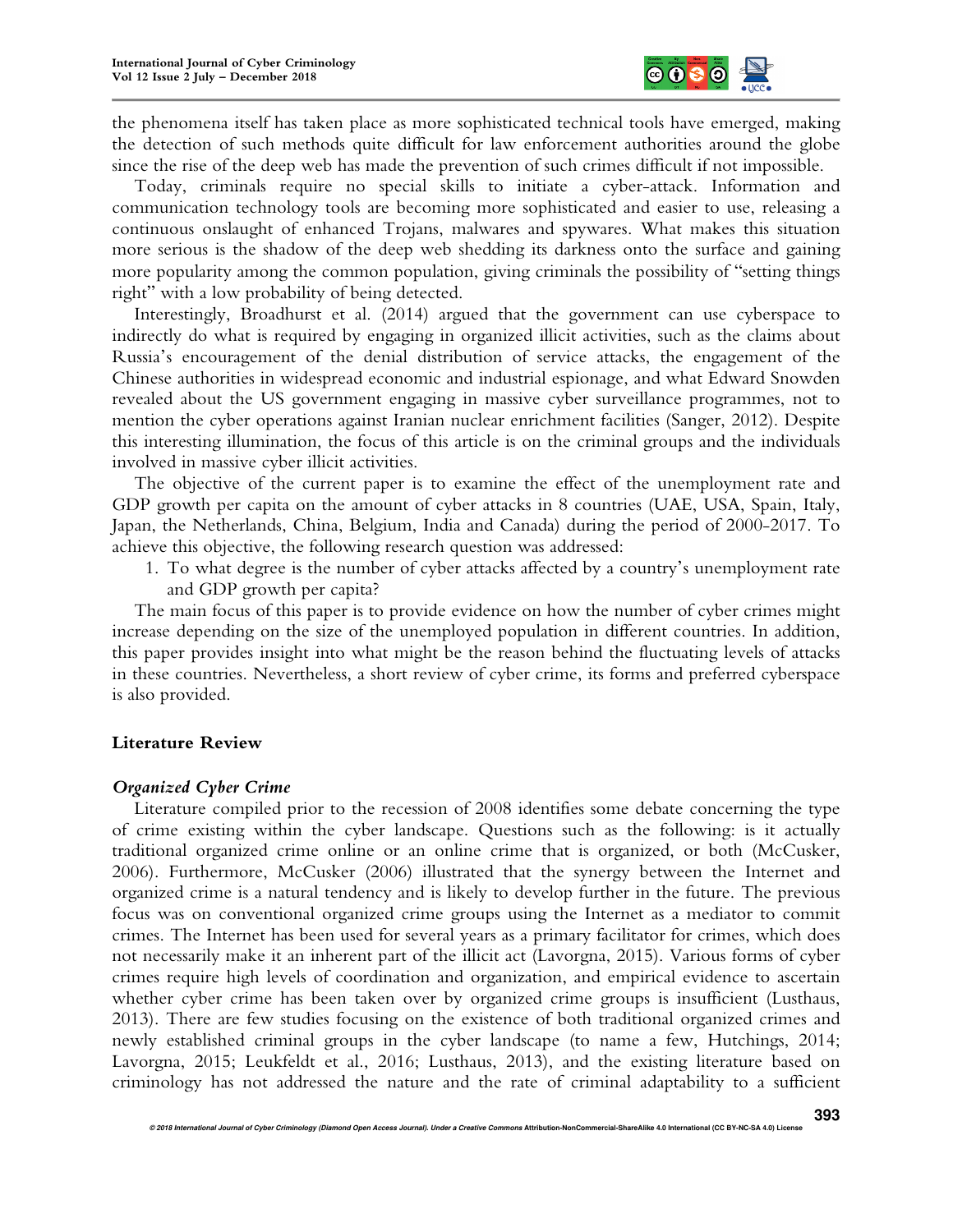the phenomena itself has taken place as more sophisticated technical tools have emerged, making the detection of such methods quite difficult for law enforcement authorities around the globe since the rise of the deep web has made the prevention of such crimes difficult if not impossible.

Today, criminals require no special skills to initiate a cyber-attack. Information and communication technology tools are becoming more sophisticated and easier to use, releasing a continuous onslaught of enhanced Trojans, malwares and spywares. What makes this situation more serious is the shadow of the deep web shedding its darkness onto the surface and gaining more popularity among the common population, giving criminals the possibility of "setting things right" with a low probability of being detected.

Interestingly, Broadhurst et al. (2014) argued that the government can use cyberspace to indirectly do what is required by engaging in organized illicit activities, such as the claims about Russia's encouragement of the denial distribution of service attacks, the engagement of the Chinese authorities in widespread economic and industrial espionage, and what Edward Snowden revealed about the US government engaging in massive cyber surveillance programmes, not to mention the cyber operations against Iranian nuclear enrichment facilities (Sanger, 2012). Despite this interesting illumination, the focus of this article is on the criminal groups and the individuals involved in massive cyber illicit activities.

The objective of the current paper is to examine the effect of the unemployment rate and GDP growth per capita on the amount of cyber attacks in 8 countries (UAE, USA, Spain, Italy, Japan, the Netherlands, China, Belgium, India and Canada) during the period of 2000-2017. To achieve this objective, the following research question was addressed:

1. To what degree is the number of cyber attacks affected by a country's unemployment rate and GDP growth per capita?

The main focus of this paper is to provide evidence on how the number of cyber crimes might increase depending on the size of the unemployed population in different countries. In addition, this paper provides insight into what might be the reason behind the fluctuating levels of attacks in these countries. Nevertheless, a short review of cyber crime, its forms and preferred cyberspace is also provided.

## Literature Review

### *Organized Cyber Crime*

Literature compiled prior to the recession of 2008 identifies some debate concerning the type of crime existing within the cyber landscape. Questions such as the following: is it actually traditional organized crime online or an online crime that is organized, or both (McCusker, 2006). Furthermore, McCusker (2006) illustrated that the synergy between the Internet and organized crime is a natural tendency and is likely to develop further in the future. The previous focus was on conventional organized crime groups using the Internet as a mediator to commit crimes. The Internet has been used for several years as a primary facilitator for crimes, which does not necessarily make it an inherent part of the illicit act (Lavorgna, 2015). Various forms of cyber crimes require high levels of coordination and organization, and empirical evidence to ascertain whether cyber crime has been taken over by organized crime groups is insufficient (Lusthaus, 2013). There are few studies focusing on the existence of both traditional organized crimes and newly established criminal groups in the cyber landscape (to name a few, Hutchings, 2014; Lavorgna, 2015; Leukfeldt et al., 2016; Lusthaus, 2013), and the existing literature based on criminology has not addressed the nature and the rate of criminal adaptability to a sufficient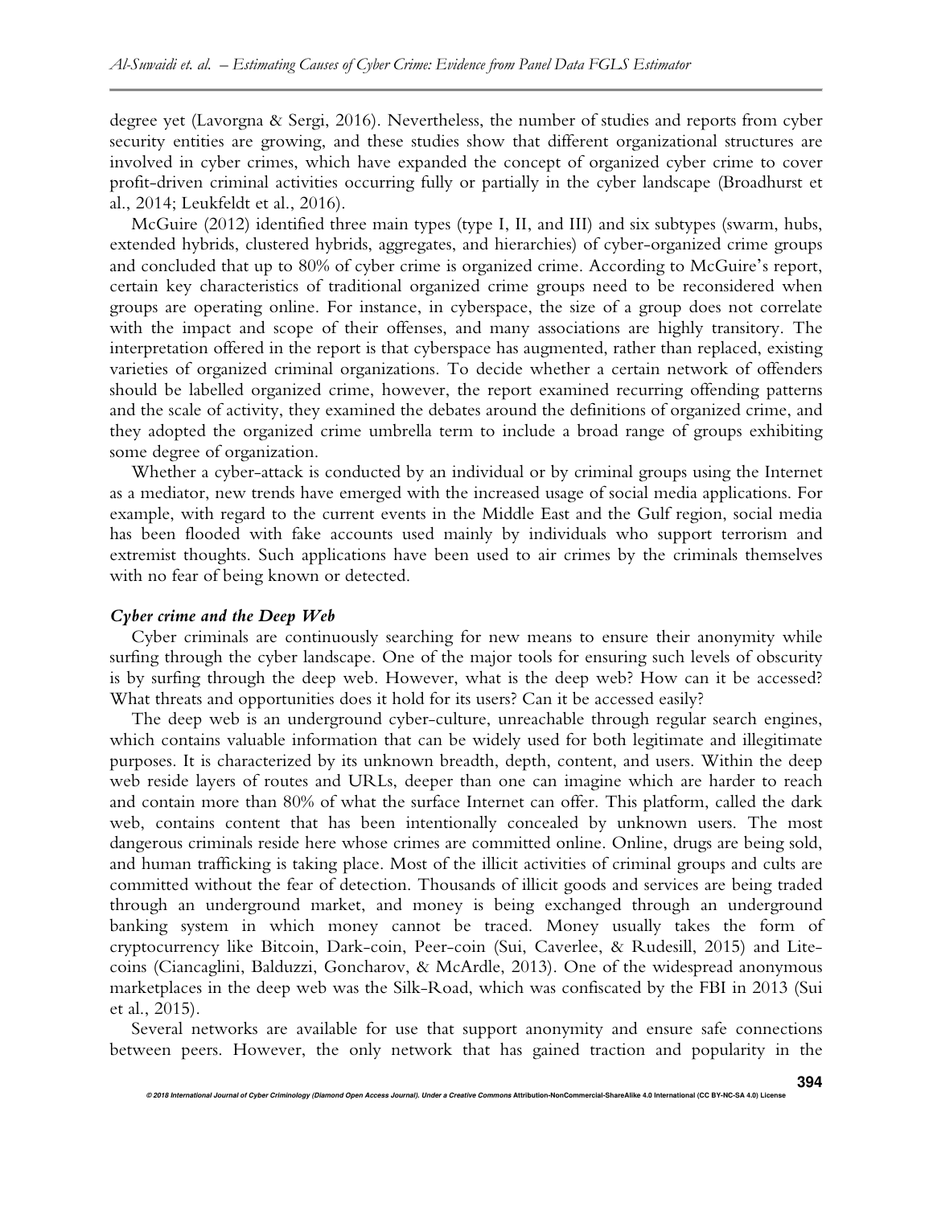degree yet (Lavorgna & Sergi, 2016). Nevertheless, the number of studies and reports from cyber security entities are growing, and these studies show that different organizational structures are involved in cyber crimes, which have expanded the concept of organized cyber crime to cover profit-driven criminal activities occurring fully or partially in the cyber landscape (Broadhurst et al., 2014; Leukfeldt et al., 2016).

McGuire (2012) identified three main types (type I, II, and III) and six subtypes (swarm, hubs, extended hybrids, clustered hybrids, aggregates, and hierarchies) of cyber-organized crime groups and concluded that up to 80% of cyber crime is organized crime. According to McGuire's report, certain key characteristics of traditional organized crime groups need to be reconsidered when groups are operating online. For instance, in cyberspace, the size of a group does not correlate with the impact and scope of their offenses, and many associations are highly transitory. The interpretation offered in the report is that cyberspace has augmented, rather than replaced, existing varieties of organized criminal organizations. To decide whether a certain network of offenders should be labelled organized crime, however, the report examined recurring offending patterns and the scale of activity, they examined the debates around the definitions of organized crime, and they adopted the organized crime umbrella term to include a broad range of groups exhibiting some degree of organization.

Whether a cyber-attack is conducted by an individual or by criminal groups using the Internet as a mediator, new trends have emerged with the increased usage of social media applications. For example, with regard to the current events in the Middle East and the Gulf region, social media has been flooded with fake accounts used mainly by individuals who support terrorism and extremist thoughts. Such applications have been used to air crimes by the criminals themselves with no fear of being known or detected.

### *Cyber crime and the Deep Web*

Cyber criminals are continuously searching for new means to ensure their anonymity while surfing through the cyber landscape. One of the major tools for ensuring such levels of obscurity is by surfing through the deep web. However, what is the deep web? How can it be accessed? What threats and opportunities does it hold for its users? Can it be accessed easily?

The deep web is an underground cyber-culture, unreachable through regular search engines, which contains valuable information that can be widely used for both legitimate and illegitimate purposes. It is characterized by its unknown breadth, depth, content, and users. Within the deep web reside layers of routes and URLs, deeper than one can imagine which are harder to reach and contain more than 80% of what the surface Internet can offer. This platform, called the dark web, contains content that has been intentionally concealed by unknown users. The most dangerous criminals reside here whose crimes are committed online. Online, drugs are being sold, and human trafficking is taking place. Most of the illicit activities of criminal groups and cults are committed without the fear of detection. Thousands of illicit goods and services are being traded through an underground market, and money is being exchanged through an underground banking system in which money cannot be traced. Money usually takes the form of cryptocurrency like Bitcoin, Dark-coin, Peer-coin (Sui, Caverlee, & Rudesill, 2015) and Lite-coins (Ciancaglini, Balduzzi, Goncharov, & McArdle, 2013). One of the widespread anonymous marketplaces in the deep web was the Silk-Road, which was confiscated by the FBI in 2013 (Sui et al., 2015).

Several networks are available for use that support anonymity and ensure safe connections between peers. However, the only network that has gained traction and popularity in the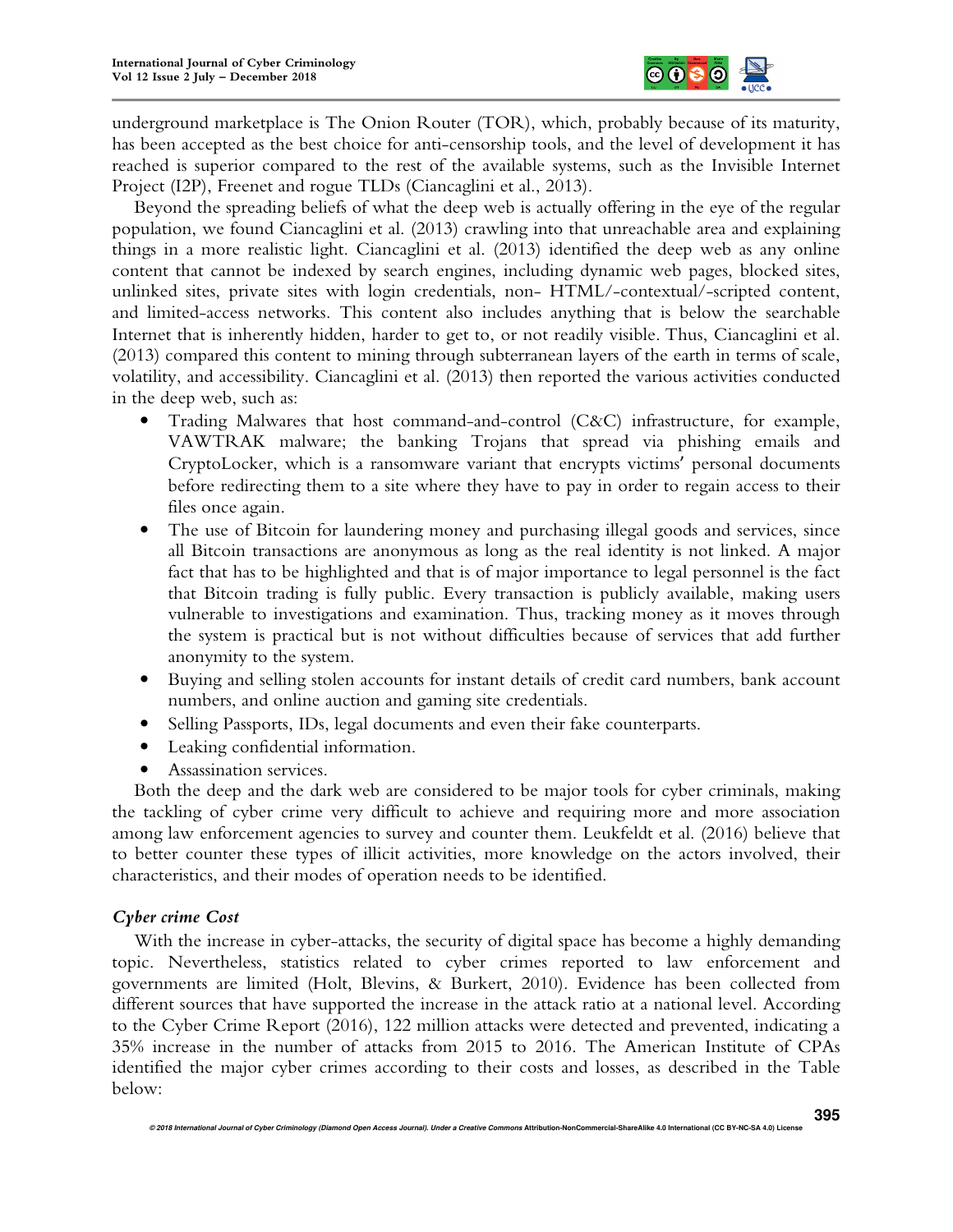underground marketplace is The Onion Router (TOR), which, probably because of its maturity, has been accepted as the best choice for anti-censorship tools, and the level of development it has reached is superior compared to the rest of the available systems, such as the Invisible Internet Project (I2P), Freenet and rogue TLDs (Ciancaglini et al., 2013).

Beyond the spreading beliefs of what the deep web is actually offering in the eye of the regular population, we found Ciancaglini et al. (2013) crawling into that unreachable area and explaining things in a more realistic light. Ciancaglini et al. (2013) identified the deep web as any online content that cannot be indexed by search engines, including dynamic web pages, blocked sites, unlinked sites, private sites with login credentials, non- HTML/-contextual/-scripted content, and limited-access networks. This content also includes anything that is below the searchable Internet that is inherently hidden, harder to get to, or not readily visible. Thus, Ciancaglini et al. (2013) compared this content to mining through subterranean layers of the earth in terms of scale, volatility, and accessibility. Ciancaglini et al. (2013) then reported the various activities conducted in the deep web, such as:

- Trading Malwares that host command-and-control (C&C) infrastructure, for example, VAWTRAK malware; the banking Trojans that spread via phishing emails and CryptoLocker, which is a ransomware variant that encrypts victims' personal documents before redirecting them to a site where they have to pay in order to regain access to their files once again.
- The use of Bitcoin for laundering money and purchasing illegal goods and services, since all Bitcoin transactions are anonymous as long as the real identity is not linked. A major fact that has to be highlighted and that is of major importance to legal personnel is the fact that Bitcoin trading is fully public. Every transaction is publicly available, making users vulnerable to investigations and examination. Thus, tracking money as it moves through the system is practical but is not without difficulties because of services that add further anonymity to the system.
- Buying and selling stolen accounts for instant details of credit card numbers, bank account numbers, and online auction and gaming site credentials.
- Selling Passports, IDs, legal documents and even their fake counterparts.
- Leaking confidential information.
- Assassination services.

Both the deep and the dark web are considered to be major tools for cyber criminals, making the tackling of cyber crime very difficult to achieve and requiring more and more association among law enforcement agencies to survey and counter them. Leukfeldt et al. (2016) believe that to better counter these types of illicit activities, more knowledge on the actors involved, their characteristics, and their modes of operation needs to be identified.

### *Cyber crime Cost*

With the increase in cyber-attacks, the security of digital space has become a highly demanding topic. Nevertheless, statistics related to cyber crimes reported to law enforcement and governments are limited (Holt, Blevins, & Burkert, 2010). Evidence has been collected from different sources that have supported the increase in the attack ratio at a national level. According to the Cyber Crime Report (2016), 122 million attacks were detected and prevented, indicating a 35% increase in the number of attacks from 2015 to 2016. The American Institute of CPAs identified the major cyber crimes according to their costs and losses, as described in the Table below: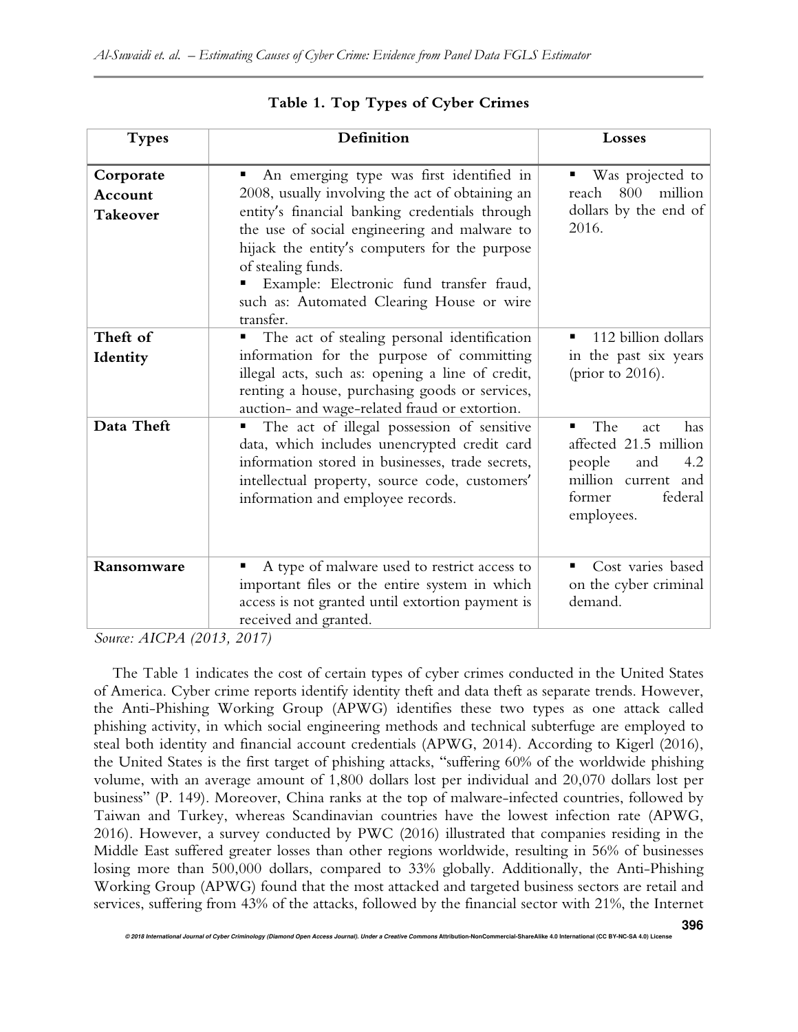**Table 1. Top Types of Cyber Crimes**

| Types | Definition | Losses |
|---|---|---|
| **Corporate Account Takeover** | ▪ An emerging type was first identified in 2008, usually involving the act of obtaining an entity's financial banking credentials through the use of social engineering and malware to hijack the entity's computers for the purpose of stealing funds. ▪ Example: Electronic fund transfer fraud, such as: Automated Clearing House or wire transfer. | ▪ Was projected to reach 800 million dollars by the end of 2016. |
| **Theft of Identity** | ▪ The act of stealing personal identification information for the purpose of committing illegal acts, such as: opening a line of credit, renting a house, purchasing goods or services, auction- and wage-related fraud or extortion. | ▪ 112 billion dollars in the past six years (prior to 2016). |
| **Data Theft** | ▪ The act of illegal possession of sensitive data, which includes unencrypted credit card information stored in businesses, trade secrets, intellectual property, source code, customers' information and employee records. | ▪ The act has affected 21.5 million people and 4.2 million current and former federal employees. |
| **Ransomware** | ▪ A type of malware used to restrict access to important files or the entire system in which access is not granted until extortion payment is received and granted. | ▪ Cost varies based on the cyber criminal demand. |

*Source: AICPA (2013, 2017)*

The Table 1 indicates the cost of certain types of cyber crimes conducted in the United States of America. Cyber crime reports identify identity theft and data theft as separate trends. However, the Anti-Phishing Working Group (APWG) identifies these two types as one attack called phishing activity, in which social engineering methods and technical subterfuge are employed to steal both identity and financial account credentials (APWG, 2014). According to Kigerl (2016), the United States is the first target of phishing attacks, "suffering 60% of the worldwide phishing volume, with an average amount of 1,800 dollars lost per individual and 20,070 dollars lost per business" (P. 149). Moreover, China ranks at the top of malware-infected countries, followed by Taiwan and Turkey, whereas Scandinavian countries have the lowest infection rate (APWG, 2016). However, a survey conducted by PWC (2016) illustrated that companies residing in the Middle East suffered greater losses than other regions worldwide, resulting in 56% of businesses losing more than 500,000 dollars, compared to 33% globally. Additionally, the Anti-Phishing Working Group (APWG) found that the most attacked and targeted business sectors are retail and services, suffering from 43% of the attacks, followed by the financial sector with 21%, the Internet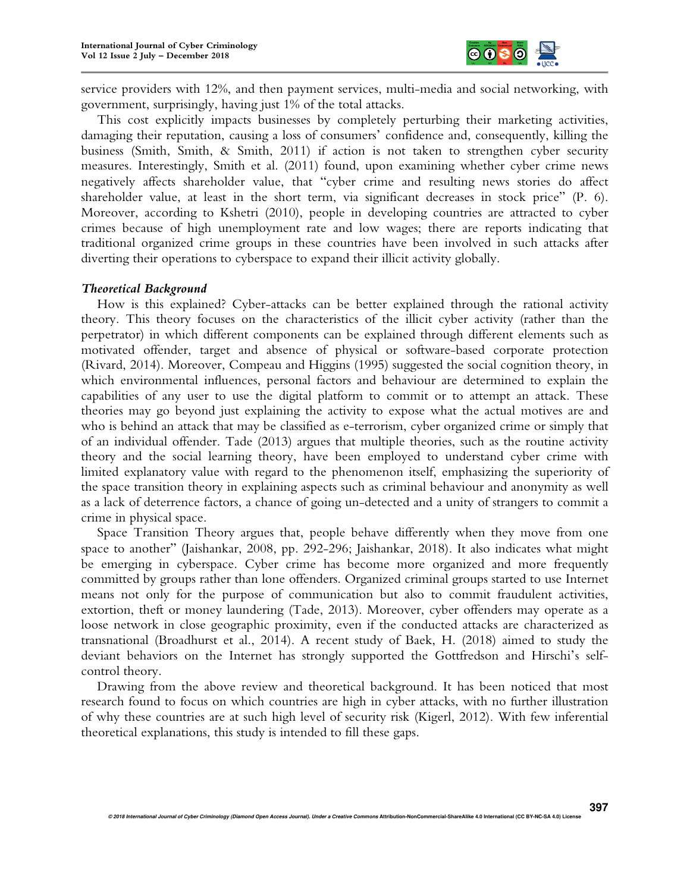service providers with 12%, and then payment services, multi-media and social networking, with government, surprisingly, having just 1% of the total attacks.

This cost explicitly impacts businesses by completely perturbing their marketing activities, damaging their reputation, causing a loss of consumers' confidence and, consequently, killing the business (Smith, Smith, & Smith, 2011) if action is not taken to strengthen cyber security measures. Interestingly, Smith et al. (2011) found, upon examining whether cyber crime news negatively affects shareholder value, that "cyber crime and resulting news stories do affect shareholder value, at least in the short term, via significant decreases in stock price" (P. 6). Moreover, according to Kshetri (2010), people in developing countries are attracted to cyber crimes because of high unemployment rate and low wages; there are reports indicating that traditional organized crime groups in these countries have been involved in such attacks after diverting their operations to cyberspace to expand their illicit activity globally.

### *Theoretical Background*

How is this explained? Cyber-attacks can be better explained through the rational activity theory. This theory focuses on the characteristics of the illicit cyber activity (rather than the perpetrator) in which different components can be explained through different elements such as motivated offender, target and absence of physical or software-based corporate protection (Rivard, 2014). Moreover, Compeau and Higgins (1995) suggested the social cognition theory, in which environmental influences, personal factors and behaviour are determined to explain the capabilities of any user to use the digital platform to commit or to attempt an attack. These theories may go beyond just explaining the activity to expose what the actual motives are and who is behind an attack that may be classified as e-terrorism, cyber organized crime or simply that of an individual offender. Tade (2013) argues that multiple theories, such as the routine activity theory and the social learning theory, have been employed to understand cyber crime with limited explanatory value with regard to the phenomenon itself, emphasizing the superiority of the space transition theory in explaining aspects such as criminal behaviour and anonymity as well as a lack of deterrence factors, a chance of going un-detected and a unity of strangers to commit a crime in physical space.

Space Transition Theory argues that, people behave differently when they move from one space to another" (Jaishankar, 2008, pp. 292-296; Jaishankar, 2018). It also indicates what might be emerging in cyberspace. Cyber crime has become more organized and more frequently committed by groups rather than lone offenders. Organized criminal groups started to use Internet means not only for the purpose of communication but also to commit fraudulent activities, extortion, theft or money laundering (Tade, 2013). Moreover, cyber offenders may operate as a loose network in close geographic proximity, even if the conducted attacks are characterized as transnational (Broadhurst et al., 2014). A recent study of Baek, H. (2018) aimed to study the deviant behaviors on the Internet has strongly supported the Gottfredson and Hirschi's self-control theory.

Drawing from the above review and theoretical background. It has been noticed that most research found to focus on which countries are high in cyber attacks, with no further illustration of why these countries are at such high level of security risk (Kigerl, 2012). With few inferential theoretical explanations, this study is intended to fill these gaps.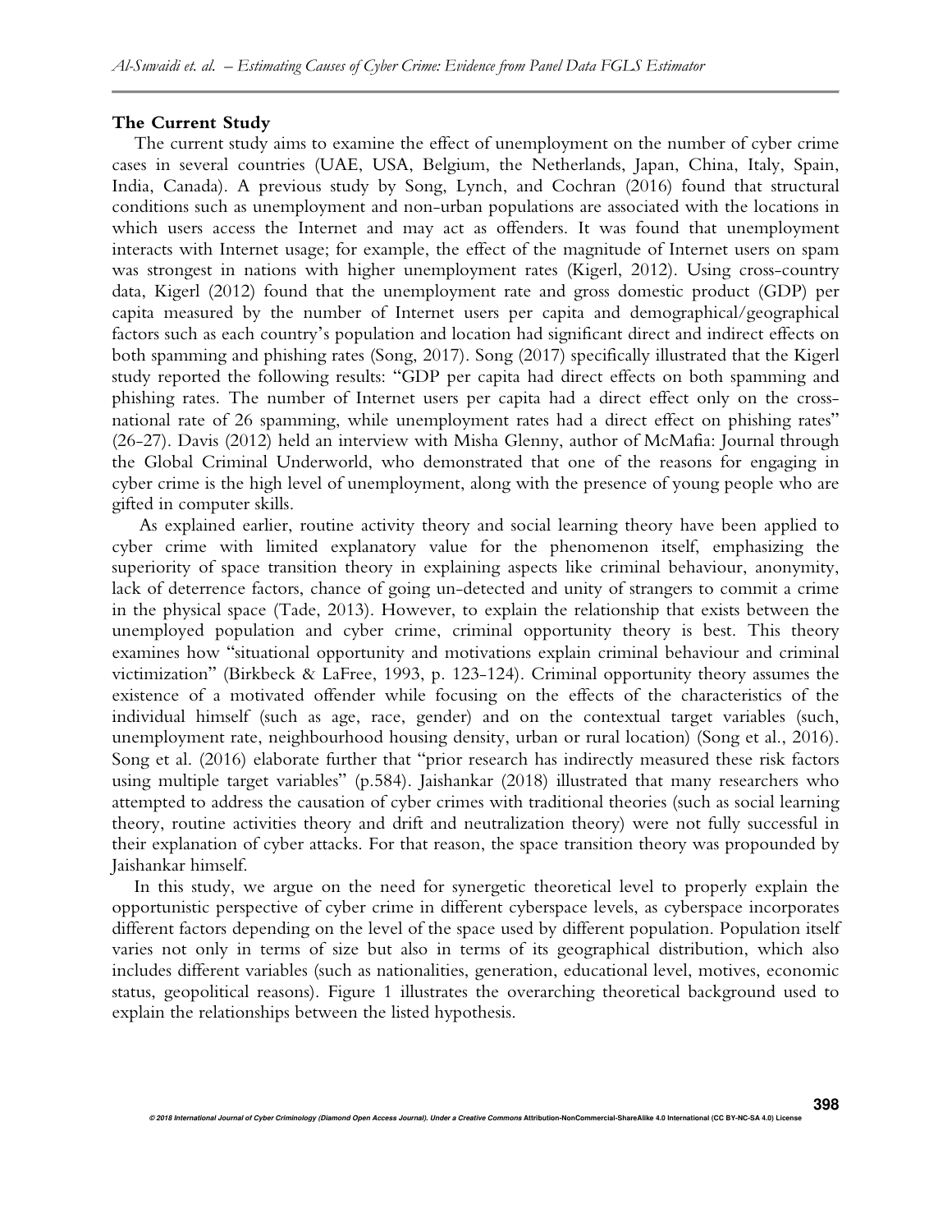### The Current Study

The current study aims to examine the effect of unemployment on the number of cyber crime cases in several countries (UAE, USA, Belgium, the Netherlands, Japan, China, Italy, Spain, India, Canada). A previous study by Song, Lynch, and Cochran (2016) found that structural conditions such as unemployment and non-urban populations are associated with the locations in which users access the Internet and may act as offenders. It was found that unemployment interacts with Internet usage; for example, the effect of the magnitude of Internet users on spam was strongest in nations with higher unemployment rates (Kigerl, 2012). Using cross-country data, Kigerl (2012) found that the unemployment rate and gross domestic product (GDP) per capita measured by the number of Internet users per capita and demographical/geographical factors such as each country's population and location had significant direct and indirect effects on both spamming and phishing rates (Song, 2017). Song (2017) specifically illustrated that the Kigerl study reported the following results: "GDP per capita had direct effects on both spamming and phishing rates. The number of Internet users per capita had a direct effect only on the cross-national rate of 26 spamming, while unemployment rates had a direct effect on phishing rates" (26-27). Davis (2012) held an interview with Misha Glenny, author of McMafia: Journal through the Global Criminal Underworld, who demonstrated that one of the reasons for engaging in cyber crime is the high level of unemployment, along with the presence of young people who are gifted in computer skills.

As explained earlier, routine activity theory and social learning theory have been applied to cyber crime with limited explanatory value for the phenomenon itself, emphasizing the superiority of space transition theory in explaining aspects like criminal behaviour, anonymity, lack of deterrence factors, chance of going un-detected and unity of strangers to commit a crime in the physical space (Tade, 2013). However, to explain the relationship that exists between the unemployed population and cyber crime, criminal opportunity theory is best. This theory examines how "situational opportunity and motivations explain criminal behaviour and criminal victimization" (Birkbeck & LaFree, 1993, p. 123-124). Criminal opportunity theory assumes the existence of a motivated offender while focusing on the effects of the characteristics of the individual himself (such as age, race, gender) and on the contextual target variables (such, unemployment rate, neighbourhood housing density, urban or rural location) (Song et al., 2016). Song et al. (2016) elaborate further that "prior research has indirectly measured these risk factors using multiple target variables" (p.584). Jaishankar (2018) illustrated that many researchers who attempted to address the causation of cyber crimes with traditional theories (such as social learning theory, routine activities theory and drift and neutralization theory) were not fully successful in their explanation of cyber attacks. For that reason, the space transition theory was propounded by Jaishankar himself.

In this study, we argue on the need for synergetic theoretical level to properly explain the opportunistic perspective of cyber crime in different cyberspace levels, as cyberspace incorporates different factors depending on the level of the space used by different population. Population itself varies not only in terms of size but also in terms of its geographical distribution, which also includes different variables (such as nationalities, generation, educational level, motives, economic status, geopolitical reasons). Figure 1 illustrates the overarching theoretical background used to explain the relationships between the listed hypothesis.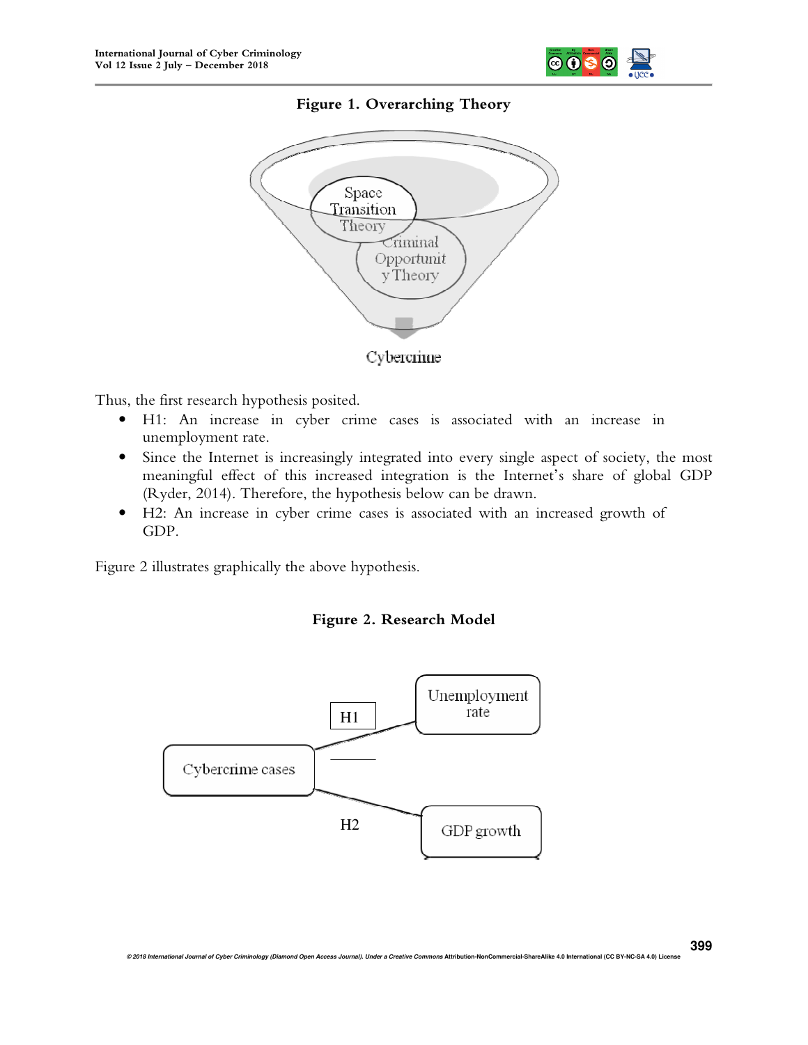**Figure 1. Overarching Theory**

Space Transition Theory

Criminal Opportunity Theory

Cybercrime

Thus, the first research hypothesis posited.

- H1: An increase in cyber crime cases is associated with an increase in unemployment rate.
- Since the Internet is increasingly integrated into every single aspect of society, the most meaningful effect of this increased integration is the Internet's share of global GDP (Ryder, 2014). Therefore, the hypothesis below can be drawn.
- H2: An increase in cyber crime cases is associated with an increased growth of GDP.

Figure 2 illustrates graphically the above hypothesis.

**Figure 2. Research Model**

H1

Unemployment rate

Cybercrime cases

H2

GDP growth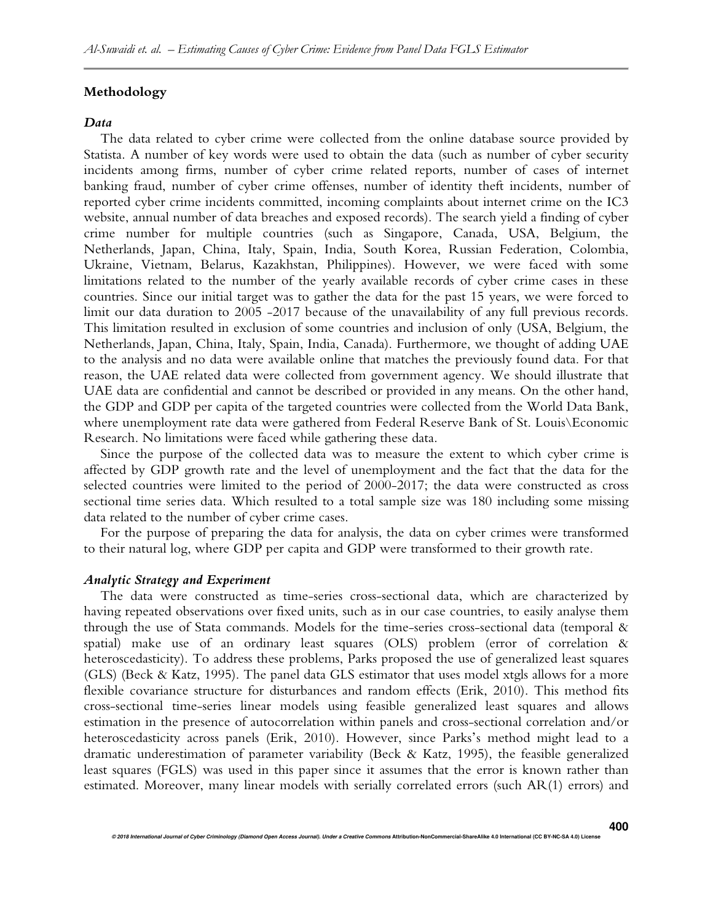## Methodology

### *Data*

The data related to cyber crime were collected from the online database source provided by Statista. A number of key words were used to obtain the data (such as number of cyber security incidents among firms, number of cyber crime related reports, number of cases of internet banking fraud, number of cyber crime offenses, number of identity theft incidents, number of reported cyber crime incidents committed, incoming complaints about internet crime on the IC3 website, annual number of data breaches and exposed records). The search yield a finding of cyber crime number for multiple countries (such as Singapore, Canada, USA, Belgium, the Netherlands, Japan, China, Italy, Spain, India, South Korea, Russian Federation, Colombia, Ukraine, Vietnam, Belarus, Kazakhstan, Philippines). However, we were faced with some limitations related to the number of the yearly available records of cyber crime cases in these countries. Since our initial target was to gather the data for the past 15 years, we were forced to limit our data duration to 2005 -2017 because of the unavailability of any full previous records. This limitation resulted in exclusion of some countries and inclusion of only (USA, Belgium, the Netherlands, Japan, China, Italy, Spain, India, Canada). Furthermore, we thought of adding UAE to the analysis and no data were available online that matches the previously found data. For that reason, the UAE related data were collected from government agency. We should illustrate that UAE data are confidential and cannot be described or provided in any means. On the other hand, the GDP and GDP per capita of the targeted countries were collected from the World Data Bank, where unemployment rate data were gathered from Federal Reserve Bank of St. Louis\Economic Research. No limitations were faced while gathering these data.

Since the purpose of the collected data was to measure the extent to which cyber crime is affected by GDP growth rate and the level of unemployment and the fact that the data for the selected countries were limited to the period of 2000-2017; the data were constructed as cross sectional time series data. Which resulted to a total sample size was 180 including some missing data related to the number of cyber crime cases.

For the purpose of preparing the data for analysis, the data on cyber crimes were transformed to their natural log, where GDP per capita and GDP were transformed to their growth rate.

### *Analytic Strategy and Experiment*

The data were constructed as time-series cross-sectional data, which are characterized by having repeated observations over fixed units, such as in our case countries, to easily analyse them through the use of Stata commands. Models for the time-series cross-sectional data (temporal & spatial) make use of an ordinary least squares (OLS) problem (error of correlation & heteroscedasticity). To address these problems, Parks proposed the use of generalized least squares (GLS) (Beck & Katz, 1995). The panel data GLS estimator that uses model xtgls allows for a more flexible covariance structure for disturbances and random effects (Erik, 2010). This method fits cross-sectional time-series linear models using feasible generalized least squares and allows estimation in the presence of autocorrelation within panels and cross-sectional correlation and/or heteroscedasticity across panels (Erik, 2010). However, since Parks's method might lead to a dramatic underestimation of parameter variability (Beck & Katz, 1995), the feasible generalized least squares (FGLS) was used in this paper since it assumes that the error is known rather than estimated. Moreover, many linear models with serially correlated errors (such AR(1) errors) and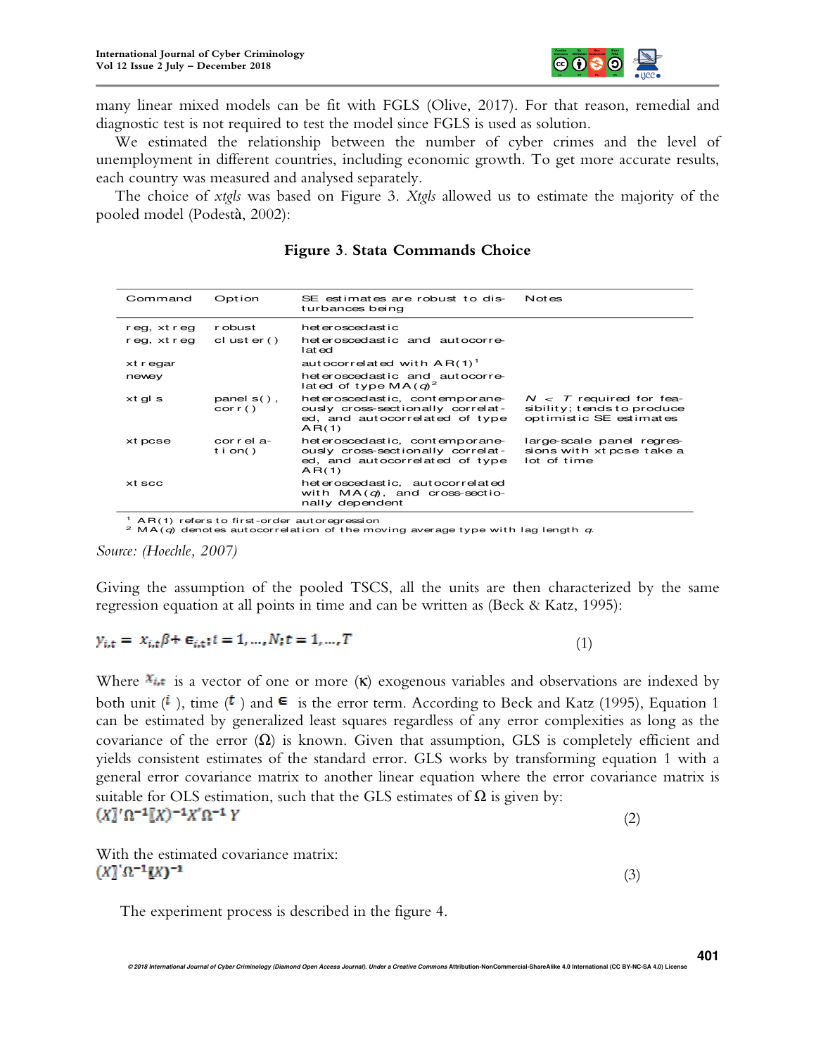many linear mixed models can be fit with FGLS (Olive, 2017). For that reason, remedial and diagnostic test is not required to test the model since FGLS is used as solution.

We estimated the relationship between the number of cyber crimes and the level of unemployment in different countries, including economic growth. To get more accurate results, each country was measured and analysed separately.

The choice of *xtgls* was based on Figure 3. *Xtgls* allowed us to estimate the majority of the pooled model (Podestà, 2002):

**Figure 3. Stata Commands Choice**

| Command | Option | SE estimates are robust to disturbances being | Notes |
|---|---|---|---|
| reg, xtreg | robust | heteroscedastic | |
| reg, xtreg | cluster() | heteroscedastic and autocorrelated | |
| xtregar | | autocorrelated with AR(1)[1] | |
| newey | | heteroscedastic and autocorrelated of type MA($q$)[2] | |
| xtgls | panels(), corr() | heteroscedastic, contemporaneously cross-sectionally correlated, and autocorrelated of type AR(1) | $N < T$ required for feasibility; tends to produce optimistic SE estimates |
| xtpcse | correlation() | heteroscedastic, contemporaneously cross-sectionally correlated, and autocorrelated of type AR(1) | large-scale panel regressions with xtpcse take a lot of time |
| xtscc | | heteroscedastic, autocorrelated with MA($q$), and cross-sectionally dependent | |

[1] AR(1) refers to first-order autoregression
[2] MA($q$) denotes autocorrelation of the moving average type with lag length $q$.

*Source: (Hoechle, 2007)*

Giving the assumption of the pooled TSCS, all the units are then characterized by the same regression equation at all points in time and can be written as (Beck & Katz, 1995):

$$y_{i,t} = x_{i,t}\beta + \epsilon_{i,t}; i = 1, \dots, N; t = 1, \dots, T \quad (1)$$

Where $x_{i,t}$ is a vector of one or more ($\kappa$) exogenous variables and observations are indexed by both unit ($i$), time ($t$) and $\epsilon$ is the error term. According to Beck and Katz (1995), Equation 1 can be estimated by generalized least squares regardless of any error complexities as long as the covariance of the error ($\Omega$) is known. Given that assumption, GLS is completely efficient and yields consistent estimates of the standard error. GLS works by transforming equation 1 with a general error covariance matrix to another linear equation where the error covariance matrix is suitable for OLS estimation, such that the GLS estimates of $\Omega$ is given by:

$$(X]'\Omega^{-1}[X)^{-1}X'\Omega^{-1}Y \quad (2)$$

With the estimated covariance matrix:

$$(X]'\Omega^{-1}[X)^{-1} \quad (3)$$

The experiment process is described in the figure 4.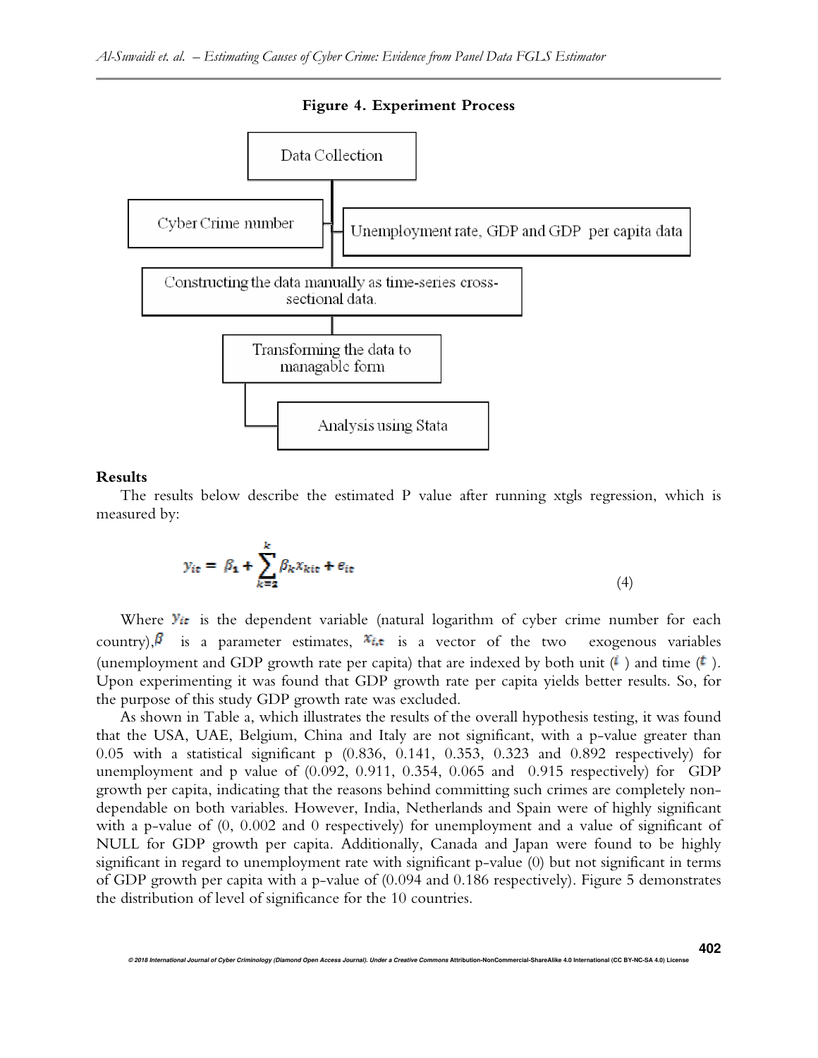**Figure 4. Experiment Process**

Data Collection

Cyber Crime number

Unemployment rate, GDP and GDP per capita data

Constructing the data manually as time-series cross-sectional data.

Transforming the data to managable form

Analysis using Stata

### Results

The results below describe the estimated P value after running xtgls regression, which is measured by:

$$y_{it} = \beta_1 + \sum_{k=2}^{k} \beta_k x_{kit} + e_{it} \tag{4}$$

Where $y_{it}$ is the dependent variable (natural logarithm of cyber crime number for each country), $\beta$ is a parameter estimates, $x_{i,t}$ is a vector of the two exogenous variables (unemployment and GDP growth rate per capita) that are indexed by both unit ($i$) and time ($t$). Upon experimenting it was found that GDP growth rate per capita yields better results. So, for the purpose of this study GDP growth rate was excluded.

As shown in Table a, which illustrates the results of the overall hypothesis testing, it was found that the USA, UAE, Belgium, China and Italy are not significant, with a p-value greater than 0.05 with a statistical significant p (0.836, 0.141, 0.353, 0.323 and 0.892 respectively) for unemployment and p value of (0.092, 0.911, 0.354, 0.065 and 0.915 respectively) for GDP growth per capita, indicating that the reasons behind committing such crimes are completely non-dependable on both variables. However, India, Netherlands and Spain were of highly significant with a p-value of (0, 0.002 and 0 respectively) for unemployment and a value of significant of NULL for GDP growth per capita. Additionally, Canada and Japan were found to be highly significant in regard to unemployment rate with significant p-value (0) but not significant in terms of GDP growth per capita with a p-value of (0.094 and 0.186 respectively). Figure 5 demonstrates the distribution of level of significance for the 10 countries.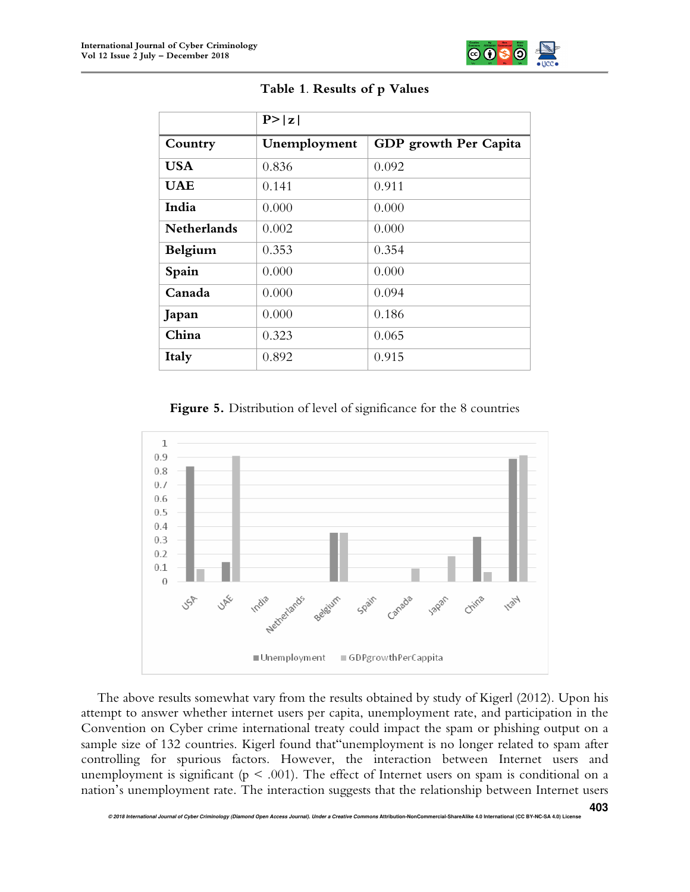**Table 1.** **Results of p Values**

| | P>\|z\| | |
|---|---|---|
| **Country** | **Unemployment** | **GDP growth Per Capita** |
| **USA** | 0.836 | 0.092 |
| **UAE** | 0.141 | 0.911 |
| **India** | 0.000 | 0.000 |
| **Netherlands** | 0.002 | 0.000 |
| **Belgium** | 0.353 | 0.354 |
| **Spain** | 0.000 | 0.000 |
| **Canada** | 0.000 | 0.094 |
| **Japan** | 0.000 | 0.186 |
| **China** | 0.323 | 0.065 |
| **Italy** | 0.892 | 0.915 |

**Figure 5.** Distribution of level of significance for the 8 countries

1
0.9
0.8
0.7
0.6
0.5
0.4
0.3
0.2
0.1
0

USA, UAE, India, Netherlands, Belgium, Spain, Canada, Japan, China, Italy

Unemployment
GDPgrowthPerCappita

The above results somewhat vary from the results obtained by study of Kigerl (2012). Upon his attempt to answer whether internet users per capita, unemployment rate, and participation in the Convention on Cyber crime international treaty could impact the spam or phishing output on a sample size of 132 countries. Kigerl found that"unemployment is no longer related to spam after controlling for spurious factors. However, the interaction between Internet users and unemployment is significant ($p < .001$). The effect of Internet users on spam is conditional on a nation's unemployment rate. The interaction suggests that the relationship between Internet users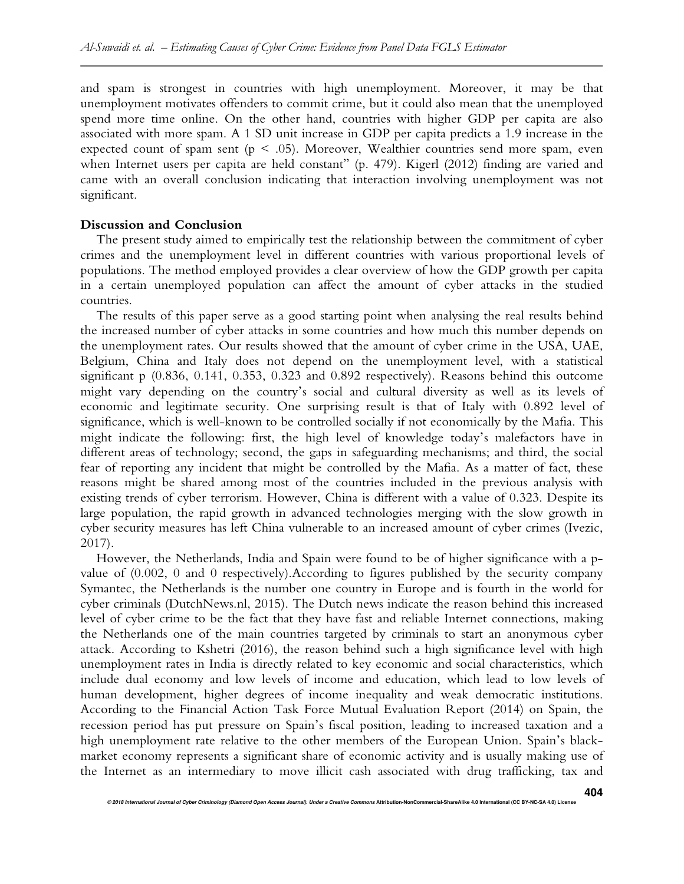and spam is strongest in countries with high unemployment. Moreover, it may be that unemployment motivates offenders to commit crime, but it could also mean that the unemployed spend more time online. On the other hand, countries with higher GDP per capita are also associated with more spam. A 1 SD unit increase in GDP per capita predicts a 1.9 increase in the expected count of spam sent ($p < .05$). Moreover, Wealthier countries send more spam, even when Internet users per capita are held constant" (p. 479). Kigerl (2012) finding are varied and came with an overall conclusion indicating that interaction involving unemployment was not significant.

**Discussion and Conclusion**

The present study aimed to empirically test the relationship between the commitment of cyber crimes and the unemployment level in different countries with various proportional levels of populations. The method employed provides a clear overview of how the GDP growth per capita in a certain unemployed population can affect the amount of cyber attacks in the studied countries.

The results of this paper serve as a good starting point when analysing the real results behind the increased number of cyber attacks in some countries and how much this number depends on the unemployment rates. Our results showed that the amount of cyber crime in the USA, UAE, Belgium, China and Italy does not depend on the unemployment level, with a statistical significant p (0.836, 0.141, 0.353, 0.323 and 0.892 respectively). Reasons behind this outcome might vary depending on the country's social and cultural diversity as well as its levels of economic and legitimate security. One surprising result is that of Italy with 0.892 level of significance, which is well-known to be controlled socially if not economically by the Mafia. This might indicate the following: first, the high level of knowledge today's malefactors have in different areas of technology; second, the gaps in safeguarding mechanisms; and third, the social fear of reporting any incident that might be controlled by the Mafia. As a matter of fact, these reasons might be shared among most of the countries included in the previous analysis with existing trends of cyber terrorism. However, China is different with a value of 0.323. Despite its large population, the rapid growth in advanced technologies merging with the slow growth in cyber security measures has left China vulnerable to an increased amount of cyber crimes (Ivezic, 2017).

However, the Netherlands, India and Spain were found to be of higher significance with a p-value of (0.002, 0 and 0 respectively).According to figures published by the security company Symantec, the Netherlands is the number one country in Europe and is fourth in the world for cyber criminals (DutchNews.nl, 2015). The Dutch news indicate the reason behind this increased level of cyber crime to be the fact that they have fast and reliable Internet connections, making the Netherlands one of the main countries targeted by criminals to start an anonymous cyber attack. According to Kshetri (2016), the reason behind such a high significance level with high unemployment rates in India is directly related to key economic and social characteristics, which include dual economy and low levels of income and education, which lead to low levels of human development, higher degrees of income inequality and weak democratic institutions. According to the Financial Action Task Force Mutual Evaluation Report (2014) on Spain, the recession period has put pressure on Spain's fiscal position, leading to increased taxation and a high unemployment rate relative to the other members of the European Union. Spain's black-market economy represents a significant share of economic activity and is usually making use of the Internet as an intermediary to move illicit cash associated with drug trafficking, tax and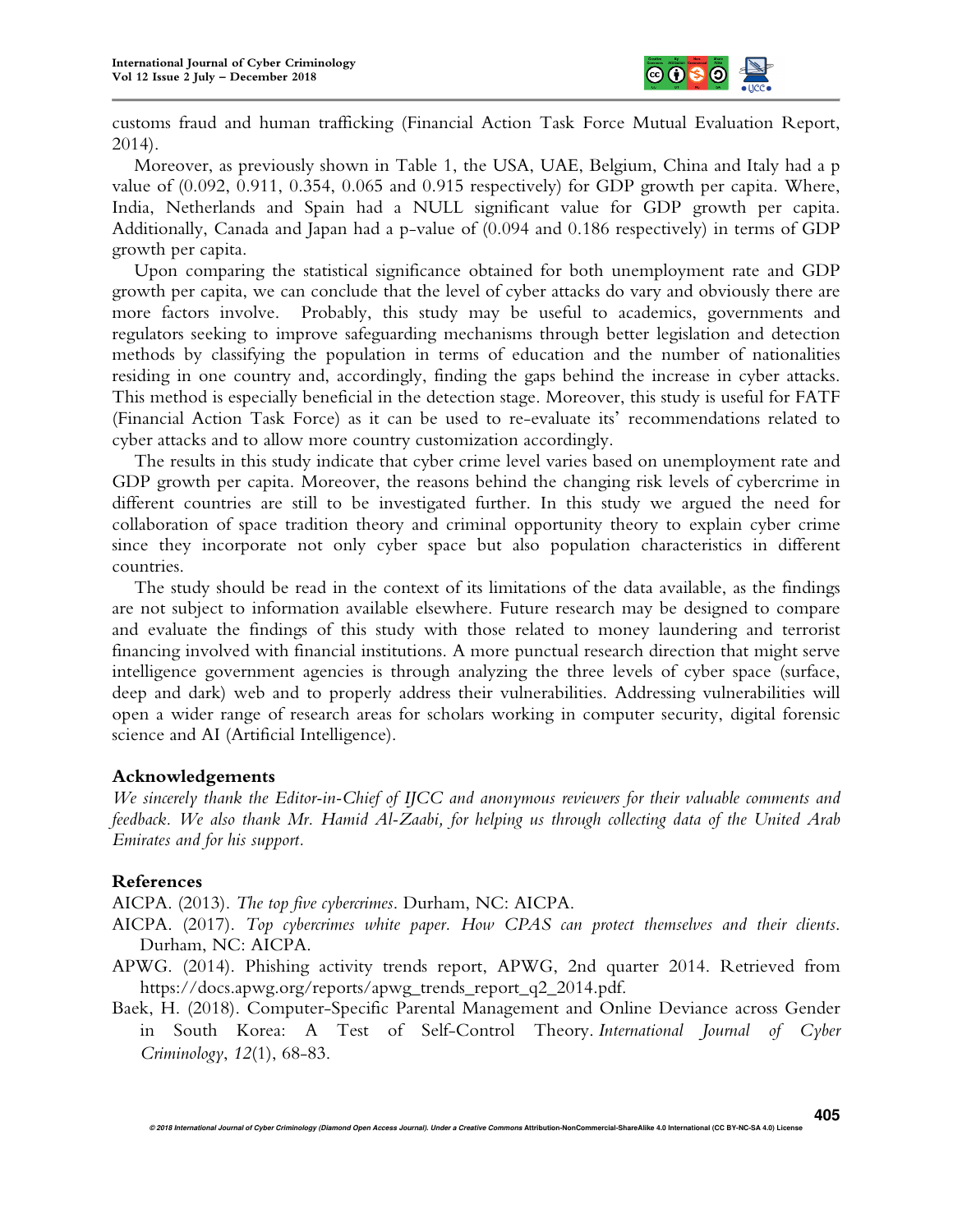customs fraud and human trafficking (Financial Action Task Force Mutual Evaluation Report, 2014).

Moreover, as previously shown in Table 1, the USA, UAE, Belgium, China and Italy had a p value of (0.092, 0.911, 0.354, 0.065 and 0.915 respectively) for GDP growth per capita. Where, India, Netherlands and Spain had a NULL significant value for GDP growth per capita. Additionally, Canada and Japan had a p-value of (0.094 and 0.186 respectively) in terms of GDP growth per capita.

Upon comparing the statistical significance obtained for both unemployment rate and GDP growth per capita, we can conclude that the level of cyber attacks do vary and obviously there are more factors involve. Probably, this study may be useful to academics, governments and regulators seeking to improve safeguarding mechanisms through better legislation and detection methods by classifying the population in terms of education and the number of nationalities residing in one country and, accordingly, finding the gaps behind the increase in cyber attacks. This method is especially beneficial in the detection stage. Moreover, this study is useful for FATF (Financial Action Task Force) as it can be used to re-evaluate its' recommendations related to cyber attacks and to allow more country customization accordingly.

The results in this study indicate that cyber crime level varies based on unemployment rate and GDP growth per capita. Moreover, the reasons behind the changing risk levels of cybercrime in different countries are still to be investigated further. In this study we argued the need for collaboration of space tradition theory and criminal opportunity theory to explain cyber crime since they incorporate not only cyber space but also population characteristics in different countries.

The study should be read in the context of its limitations of the data available, as the findings are not subject to information available elsewhere. Future research may be designed to compare and evaluate the findings of this study with those related to money laundering and terrorist financing involved with financial institutions. A more punctual research direction that might serve intelligence government agencies is through analyzing the three levels of cyber space (surface, deep and dark) web and to properly address their vulnerabilities. Addressing vulnerabilities will open a wider range of research areas for scholars working in computer security, digital forensic science and AI (Artificial Intelligence).

## Acknowledgements

*We sincerely thank the Editor-in-Chief of IJCC and anonymous reviewers for their valuable comments and feedback. We also thank Mr. Hamid Al-Zaabi, for helping us through collecting data of the United Arab Emirates and for his support.*

## References

AICPA. (2013). *The top five cybercrimes*. Durham, NC: AICPA.

AICPA. (2017). *Top cybercrimes white paper. How CPAS can protect themselves and their clients*. Durham, NC: AICPA.

APWG. (2014). Phishing activity trends report, APWG, 2nd quarter 2014. Retrieved from https://docs.apwg.org/reports/apwg_trends_report_q2_2014.pdf.

Baek, H. (2018). Computer-Specific Parental Management and Online Deviance across Gender in South Korea: A Test of Self-Control Theory. *International Journal of Cyber Criminology*, *12*(1), 68-83.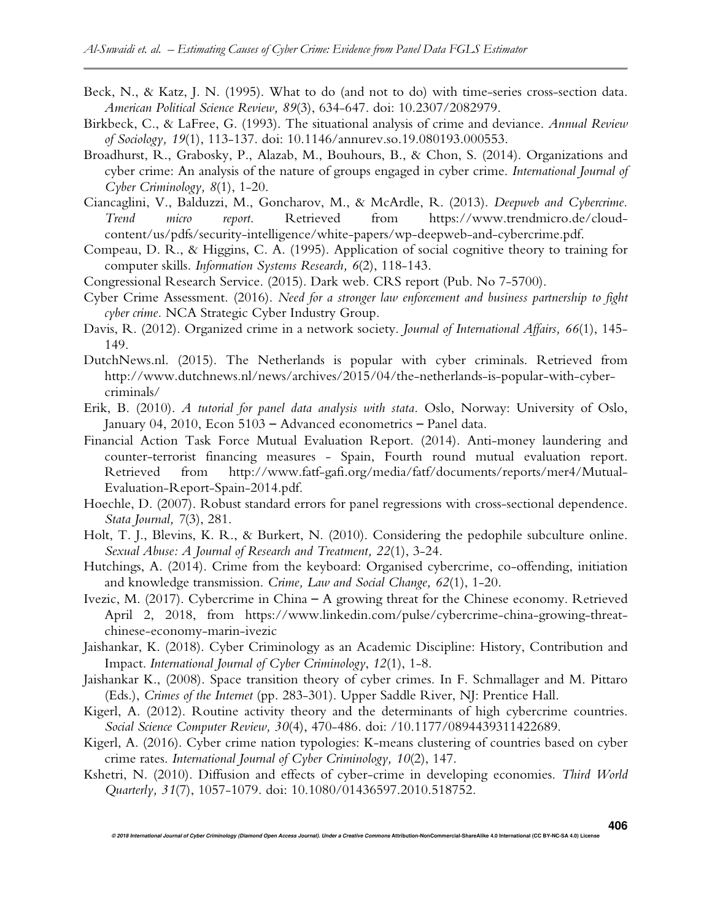Beck, N., & Katz, J. N. (1995). What to do (and not to do) with time-series cross-section data. *American Political Science Review, 89*(3), 634-647. doi: 10.2307/2082979.

Birkbeck, C., & LaFree, G. (1993). The situational analysis of crime and deviance. *Annual Review of Sociology, 19*(1), 113-137. doi: 10.1146/annurev.so.19.080193.000553.

Broadhurst, R., Grabosky, P., Alazab, M., Bouhours, B., & Chon, S. (2014). Organizations and cyber crime: An analysis of the nature of groups engaged in cyber crime. *International Journal of Cyber Criminology, 8*(1), 1-20.

Ciancaglini, V., Balduzzi, M., Goncharov, M., & McArdle, R. (2013). *Deepweb and Cybercrime. Trend micro report.* Retrieved from https://www.trendmicro.de/cloud-content/us/pdfs/security-intelligence/white-papers/wp-deepweb-and-cybercrime.pdf.

Compeau, D. R., & Higgins, C. A. (1995). Application of social cognitive theory to training for computer skills. *Information Systems Research, 6*(2), 118-143.

Congressional Research Service. (2015). Dark web. CRS report (Pub. No 7-5700).

Cyber Crime Assessment. (2016). *Need for a stronger law enforcement and business partnership to fight cyber crime.* NCA Strategic Cyber Industry Group.

Davis, R. (2012). Organized crime in a network society. *Journal of International Affairs, 66*(1), 145-149.

DutchNews.nl. (2015). The Netherlands is popular with cyber criminals. Retrieved from http://www.dutchnews.nl/news/archives/2015/04/the-netherlands-is-popular-with-cyber-criminals/

Erik, B. (2010). *A tutorial for panel data analysis with stata.* Oslo, Norway: University of Oslo, January 04, 2010, Econ 5103 – Advanced econometrics – Panel data.

Financial Action Task Force Mutual Evaluation Report. (2014). Anti-money laundering and counter-terrorist financing measures - Spain, Fourth round mutual evaluation report. Retrieved from http://www.fatf-gafi.org/media/fatf/documents/reports/mer4/Mutual-Evaluation-Report-Spain-2014.pdf.

Hoechle, D. (2007). Robust standard errors for panel regressions with cross-sectional dependence. *Stata Journal, 7*(3), 281.

Holt, T. J., Blevins, K. R., & Burkert, N. (2010). Considering the pedophile subculture online. *Sexual Abuse: A Journal of Research and Treatment, 22*(1), 3-24.

Hutchings, A. (2014). Crime from the keyboard: Organised cybercrime, co-offending, initiation and knowledge transmission. *Crime, Law and Social Change, 62*(1), 1-20.

Ivezic, M. (2017). Cybercrime in China – A growing threat for the Chinese economy. Retrieved April 2, 2018, from https://www.linkedin.com/pulse/cybercrime-china-growing-threat-chinese-economy-marin-ivezic

Jaishankar, K. (2018). Cyber Criminology as an Academic Discipline: History, Contribution and Impact. *International Journal of Cyber Criminology*, *12*(1), 1-8.

Jaishankar K., (2008). Space transition theory of cyber crimes. In F. Schmallager and M. Pittaro (Eds.), *Crimes of the Internet* (pp. 283-301). Upper Saddle River, NJ: Prentice Hall.

Kigerl, A. (2012). Routine activity theory and the determinants of high cybercrime countries. *Social Science Computer Review, 30*(4), 470-486. doi: /10.1177/0894439311422689.

Kigerl, A. (2016). Cyber crime nation typologies: K-means clustering of countries based on cyber crime rates. *International Journal of Cyber Criminology, 10*(2), 147.

Kshetri, N. (2010). Diffusion and effects of cyber-crime in developing economies. *Third World Quarterly, 31*(7), 1057-1079. doi: 10.1080/01436597.2010.518752.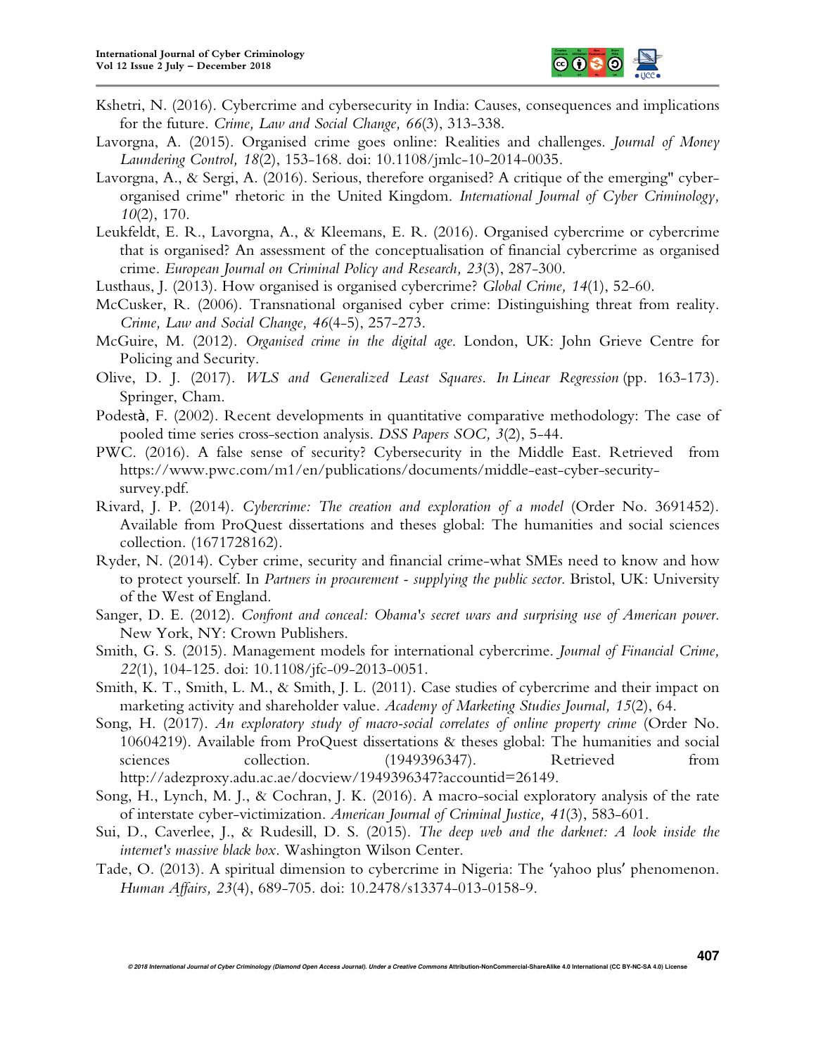Kshetri, N. (2016). Cybercrime and cybersecurity in India: Causes, consequences and implications for the future. *Crime, Law and Social Change, 66*(3), 313-338.

Lavorgna, A. (2015). Organised crime goes online: Realities and challenges. *Journal of Money Laundering Control, 18*(2), 153-168. doi: 10.1108/jmlc-10-2014-0035.

Lavorgna, A., & Sergi, A. (2016). Serious, therefore organised? A critique of the emerging" cyber-organised crime" rhetoric in the United Kingdom. *International Journal of Cyber Criminology, 10*(2), 170.

Leukfeldt, E. R., Lavorgna, A., & Kleemans, E. R. (2016). Organised cybercrime or cybercrime that is organised? An assessment of the conceptualisation of financial cybercrime as organised crime. *European Journal on Criminal Policy and Research, 23*(3), 287-300.

Lusthaus, J. (2013). How organised is organised cybercrime? *Global Crime, 14*(1), 52-60.

McCusker, R. (2006). Transnational organised cyber crime: Distinguishing threat from reality. *Crime, Law and Social Change, 46*(4-5), 257-273.

McGuire, M. (2012). *Organised crime in the digital age*. London, UK: John Grieve Centre for Policing and Security.

Olive, D. J. (2017). *WLS and Generalized Least Squares*. In *Linear Regression* (pp. 163-173). Springer, Cham.

Podestà, F. (2002). Recent developments in quantitative comparative methodology: The case of pooled time series cross-section analysis. *DSS Papers SOC, 3*(2), 5-44.

PWC. (2016). A false sense of security? Cybersecurity in the Middle East. Retrieved from https://www.pwc.com/m1/en/publications/documents/middle-east-cyber-security-survey.pdf.

Rivard, J. P. (2014). *Cybercrime: The creation and exploration of a model* (Order No. 3691452). Available from ProQuest dissertations and theses global: The humanities and social sciences collection. (1671728162).

Ryder, N. (2014). Cyber crime, security and financial crime-what SMEs need to know and how to protect yourself. In *Partners in procurement - supplying the public sector*. Bristol, UK: University of the West of England.

Sanger, D. E. (2012). *Confront and conceal: Obama's secret wars and surprising use of American power*. New York, NY: Crown Publishers.

Smith, G. S. (2015). Management models for international cybercrime. *Journal of Financial Crime, 22*(1), 104-125. doi: 10.1108/jfc-09-2013-0051.

Smith, K. T., Smith, L. M., & Smith, J. L. (2011). Case studies of cybercrime and their impact on marketing activity and shareholder value. *Academy of Marketing Studies Journal, 15*(2), 64.

Song, H. (2017). *An exploratory study of macro-social correlates of online property crime* (Order No. 10604219). Available from ProQuest dissertations & theses global: The humanities and social sciences collection. (1949396347). Retrieved from http://adezproxy.adu.ac.ae/docview/1949396347?accountid=26149.

Song, H., Lynch, M. J., & Cochran, J. K. (2016). A macro-social exploratory analysis of the rate of interstate cyber-victimization. *American Journal of Criminal Justice, 41*(3), 583-601.

Sui, D., Caverlee, J., & Rudesill, D. S. (2015). *The deep web and the darknet: A look inside the internet's massive black box*. Washington Wilson Center.

Tade, O. (2013). A spiritual dimension to cybercrime in Nigeria: The 'yahoo plus' phenomenon. *Human Affairs, 23*(4), 689-705. doi: 10.2478/s13374-013-0158-9.